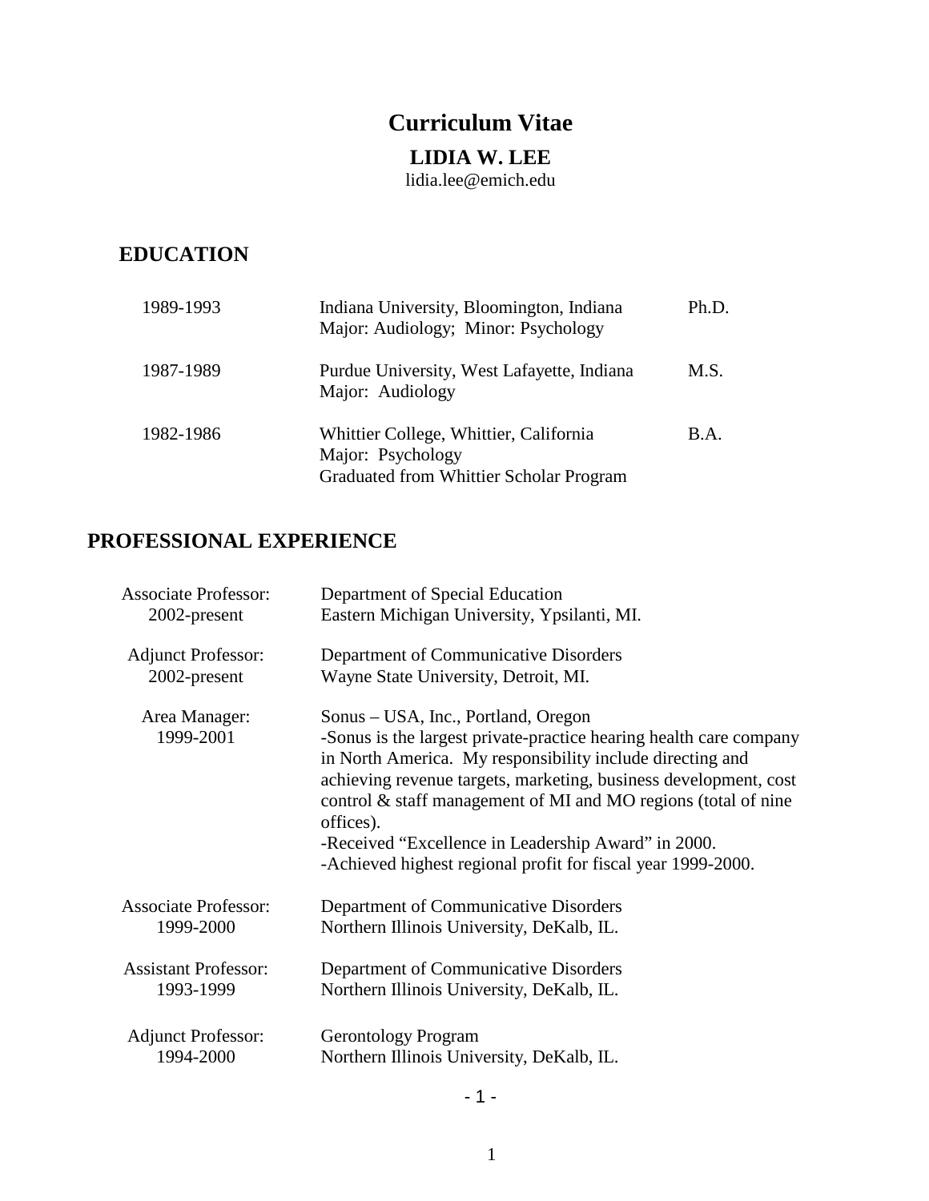# Curriculum Vitae

## LIDIA W. LEE

lidia.lee@emich.edu

## EDUCATION

| | | |
|---|---|---|
| 1989-1993 | Indiana University, Bloomington, Indiana<br>Major: Audiology; Minor: Psychology | Ph.D. |
| 1987-1989 | Purdue University, West Lafayette, Indiana<br>Major: Audiology | M.S. |
| 1982-1986 | Whittier College, Whittier, California<br>Major: Psychology<br>Graduated from Whittier Scholar Program | B.A. |

## PROFESSIONAL EXPERIENCE

**Associate Professor:** 2002-present
Department of Special Education
Eastern Michigan University, Ypsilanti, MI.

**Adjunct Professor:** 2002-present
Department of Communicative Disorders
Wayne State University, Detroit, MI.

**Area Manager:** 1999-2001
Sonus – USA, Inc., Portland, Oregon
-Sonus is the largest private-practice hearing health care company in North America. My responsibility include directing and achieving revenue targets, marketing, business development, cost control & staff management of MI and MO regions (total of nine offices).
-Received "Excellence in Leadership Award" in 2000.
-Achieved highest regional profit for fiscal year 1999-2000.

**Associate Professor:** 1999-2000
Department of Communicative Disorders
Northern Illinois University, DeKalb, IL.

**Assistant Professor:** 1993-1999
Department of Communicative Disorders
Northern Illinois University, DeKalb, IL.

**Adjunct Professor:** 1994-2000
Gerontology Program
Northern Illinois University, DeKalb, IL.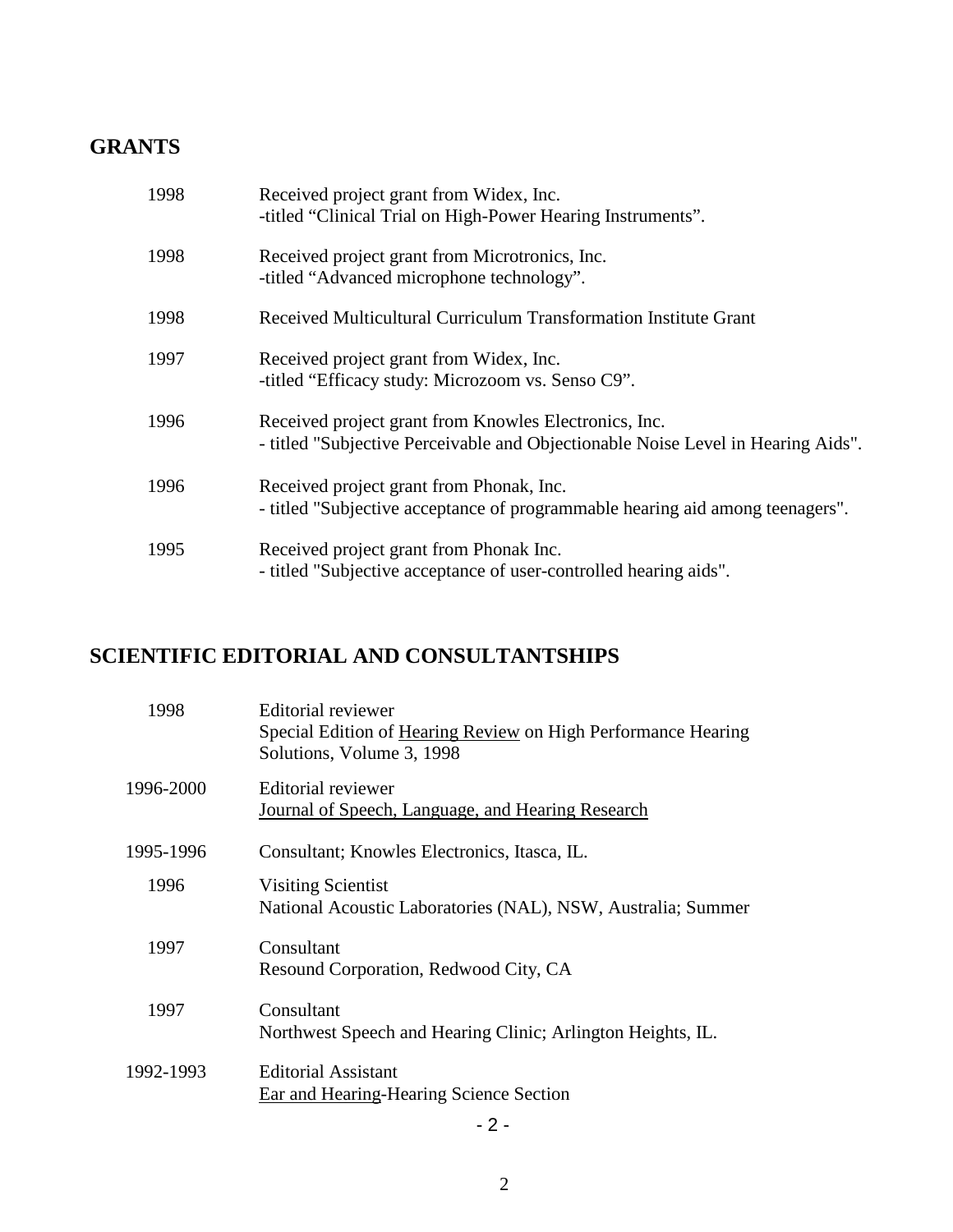## GRANTS

| | |
|---|---|
| 1998 | Received project grant from Widex, Inc.<br>-titled "Clinical Trial on High-Power Hearing Instruments". |
| 1998 | Received project grant from Microtronics, Inc.<br>-titled "Advanced microphone technology". |
| 1998 | Received Multicultural Curriculum Transformation Institute Grant |
| 1997 | Received project grant from Widex, Inc.<br>-titled "Efficacy study: Microzoom vs. Senso C9". |
| 1996 | Received project grant from Knowles Electronics, Inc.<br>- titled "Subjective Perceivable and Objectionable Noise Level in Hearing Aids". |
| 1996 | Received project grant from Phonak, Inc.<br>- titled "Subjective acceptance of programmable hearing aid among teenagers". |
| 1995 | Received project grant from Phonak Inc.<br>- titled "Subjective acceptance of user-controlled hearing aids". |

## SCIENTIFIC EDITORIAL AND CONSULTANTSHIPS

| | |
|---|---|
| 1998 | Editorial reviewer<br>Special Edition of <u>Hearing Review</u> on High Performance Hearing Solutions, Volume 3, 1998 |
| 1996-2000 | Editorial reviewer<br><u>Journal of Speech, Language, and Hearing Research</u> |
| 1995-1996 | Consultant; Knowles Electronics, Itasca, IL. |
| 1996 | Visiting Scientist<br>National Acoustic Laboratories (NAL), NSW, Australia; Summer |
| 1997 | Consultant<br>Resound Corporation, Redwood City, CA |
| 1997 | Consultant<br>Northwest Speech and Hearing Clinic; Arlington Heights, IL. |
| 1992-1993 | Editorial Assistant<br><u>Ear and Hearing</u>-Hearing Science Section |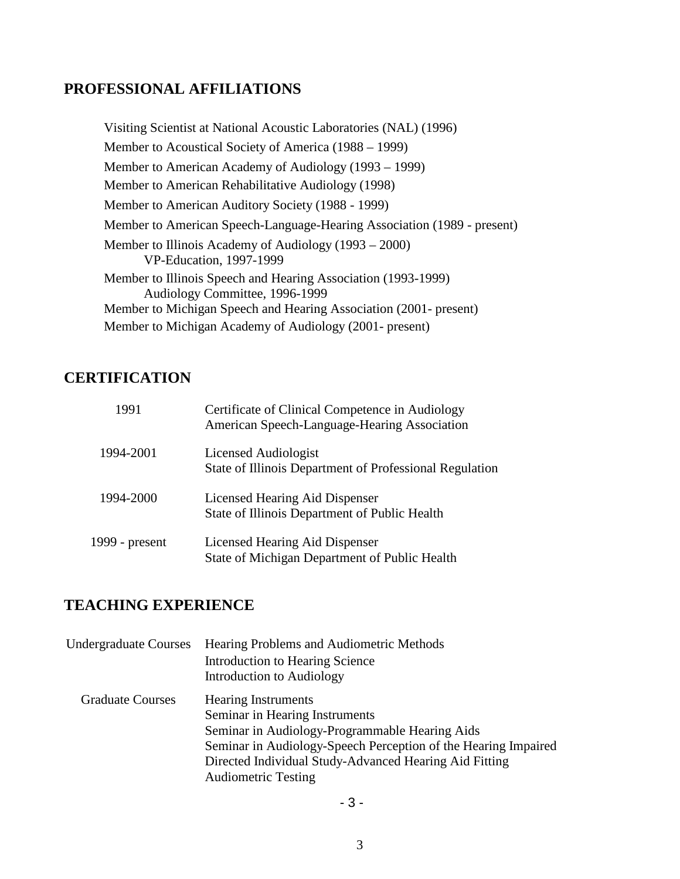## PROFESSIONAL AFFILIATIONS

Visiting Scientist at National Acoustic Laboratories (NAL) (1996)
Member to Acoustical Society of America (1988 – 1999)
Member to American Academy of Audiology (1993 – 1999)
Member to American Rehabilitative Audiology (1998)
Member to American Auditory Society (1988 - 1999)
Member to American Speech-Language-Hearing Association (1989 - present)
Member to Illinois Academy of Audiology (1993 – 2000)
  VP-Education, 1997-1999
Member to Illinois Speech and Hearing Association (1993-1999)
  Audiology Committee, 1996-1999
Member to Michigan Speech and Hearing Association (2001- present)
Member to Michigan Academy of Audiology (2001- present)

## CERTIFICATION

| | |
|---|---|
| 1991 | Certificate of Clinical Competence in Audiology<br>American Speech-Language-Hearing Association |
| 1994-2001 | Licensed Audiologist<br>State of Illinois Department of Professional Regulation |
| 1994-2000 | Licensed Hearing Aid Dispenser<br>State of Illinois Department of Public Health |
| 1999 - present | Licensed Hearing Aid Dispenser<br>State of Michigan Department of Public Health |

## TEACHING EXPERIENCE

| | |
|---|---|
| Undergraduate Courses | Hearing Problems and Audiometric Methods<br>Introduction to Hearing Science<br>Introduction to Audiology |
| Graduate Courses | Hearing Instruments<br>Seminar in Hearing Instruments<br>Seminar in Audiology-Programmable Hearing Aids<br>Seminar in Audiology-Speech Perception of the Hearing Impaired<br>Directed Individual Study-Advanced Hearing Aid Fitting<br>Audiometric Testing |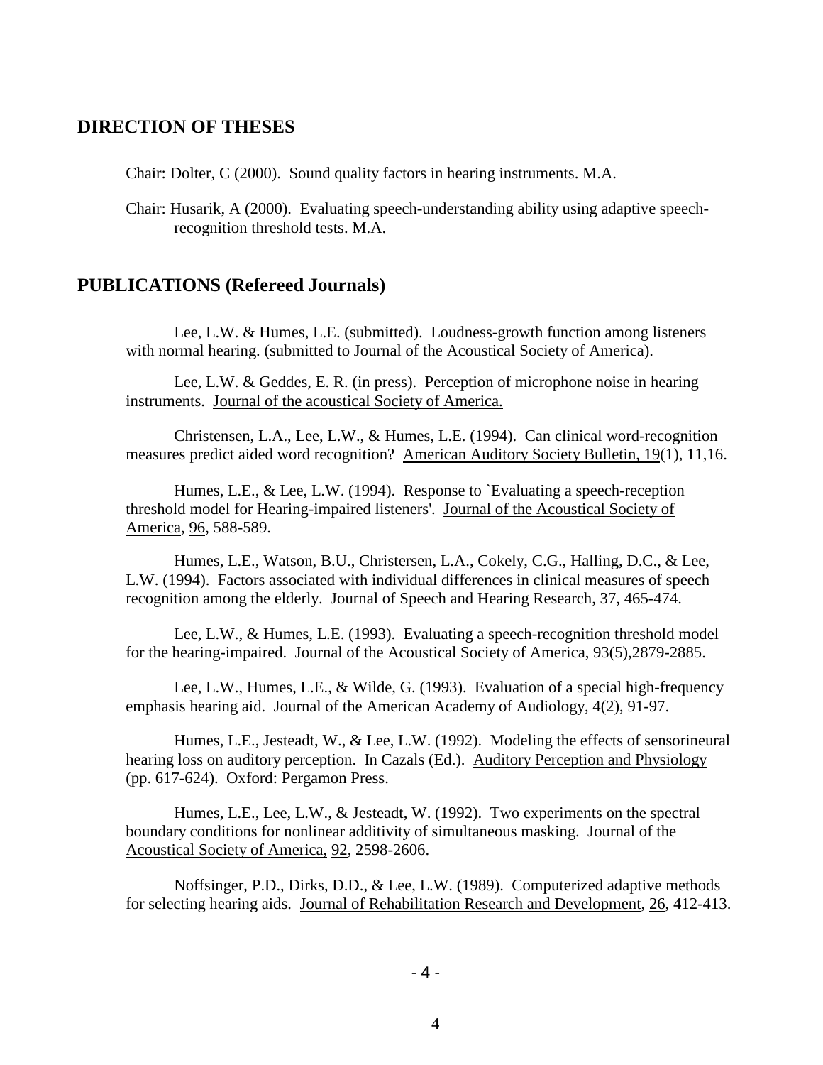## DIRECTION OF THESES

Chair: Dolter, C (2000). Sound quality factors in hearing instruments. M.A.

Chair: Husarik, A (2000). Evaluating speech-understanding ability using adaptive speech-recognition threshold tests. M.A.

## PUBLICATIONS (Refereed Journals)

Lee, L.W. & Humes, L.E. (submitted). Loudness-growth function among listeners with normal hearing. (submitted to Journal of the Acoustical Society of America).

Lee, L.W. & Geddes, E. R. (in press). Perception of microphone noise in hearing instruments. Journal of the acoustical Society of America.

Christensen, L.A., Lee, L.W., & Humes, L.E. (1994). Can clinical word-recognition measures predict aided word recognition? American Auditory Society Bulletin, 19(1), 11,16.

Humes, L.E., & Lee, L.W. (1994). Response to `Evaluating a speech-reception threshold model for Hearing-impaired listeners'. Journal of the Acoustical Society of America, 96, 588-589.

Humes, L.E., Watson, B.U., Christersen, L.A., Cokely, C.G., Halling, D.C., & Lee, L.W. (1994). Factors associated with individual differences in clinical measures of speech recognition among the elderly. Journal of Speech and Hearing Research, 37, 465-474.

Lee, L.W., & Humes, L.E. (1993). Evaluating a speech-recognition threshold model for the hearing-impaired. Journal of the Acoustical Society of America, 93(5),2879-2885.

Lee, L.W., Humes, L.E., & Wilde, G. (1993). Evaluation of a special high-frequency emphasis hearing aid. Journal of the American Academy of Audiology, 4(2), 91-97.

Humes, L.E., Jesteadt, W., & Lee, L.W. (1992). Modeling the effects of sensorineural hearing loss on auditory perception. In Cazals (Ed.). Auditory Perception and Physiology (pp. 617-624). Oxford: Pergamon Press.

Humes, L.E., Lee, L.W., & Jesteadt, W. (1992). Two experiments on the spectral boundary conditions for nonlinear additivity of simultaneous masking. Journal of the Acoustical Society of America, 92, 2598-2606.

Noffsinger, P.D., Dirks, D.D., & Lee, L.W. (1989). Computerized adaptive methods for selecting hearing aids. Journal of Rehabilitation Research and Development, 26, 412-413.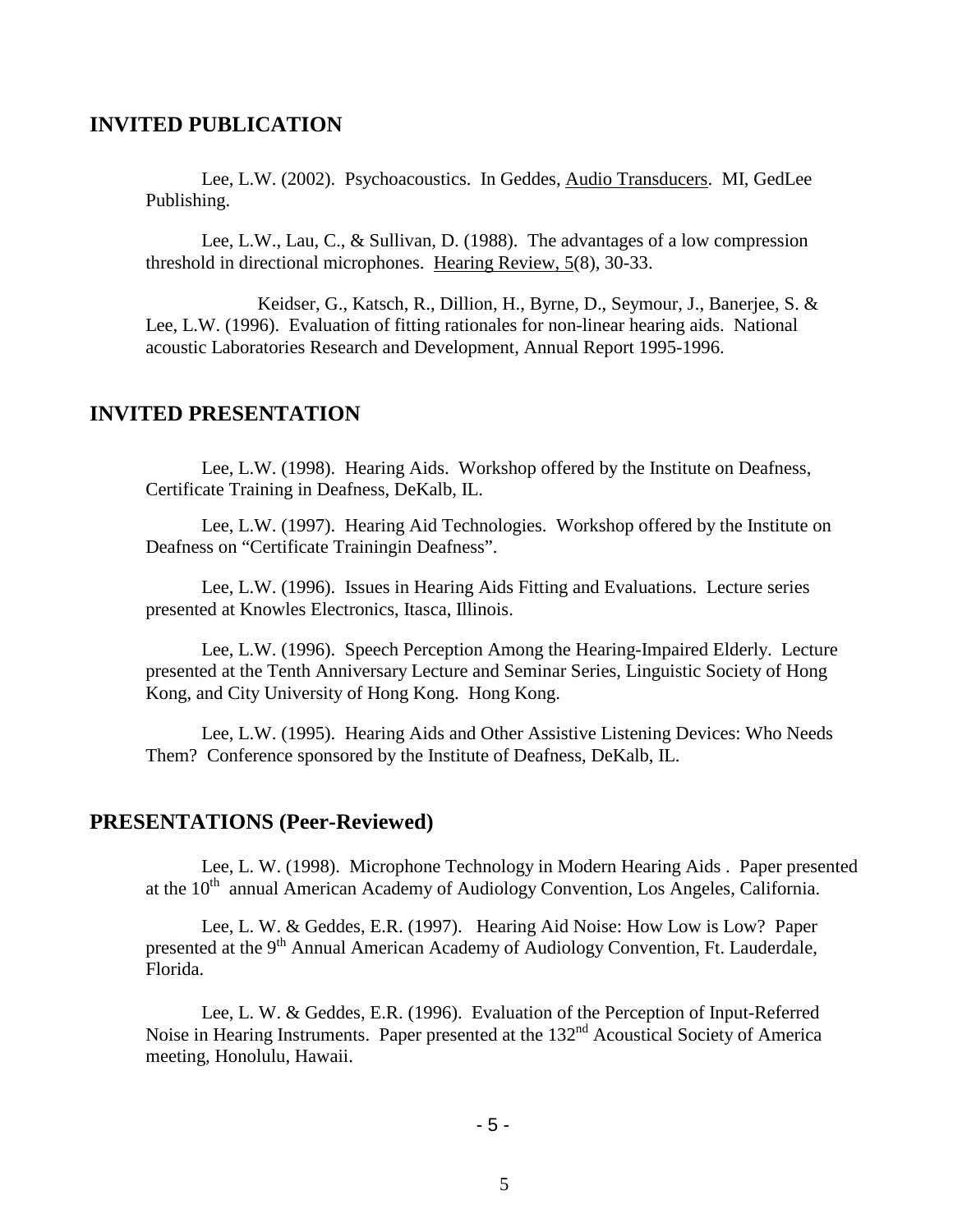## INVITED PUBLICATION

Lee, L.W. (2002). Psychoacoustics. In Geddes, Audio Transducers. MI, GedLee Publishing.

Lee, L.W., Lau, C., & Sullivan, D. (1988). The advantages of a low compression threshold in directional microphones. Hearing Review, 5(8), 30-33.

Keidser, G., Katsch, R., Dillion, H., Byrne, D., Seymour, J., Banerjee, S. & Lee, L.W. (1996). Evaluation of fitting rationales for non-linear hearing aids. National acoustic Laboratories Research and Development, Annual Report 1995-1996.

## INVITED PRESENTATION

Lee, L.W. (1998). Hearing Aids. Workshop offered by the Institute on Deafness, Certificate Training in Deafness, DeKalb, IL.

Lee, L.W. (1997). Hearing Aid Technologies. Workshop offered by the Institute on Deafness on "Certificate Trainingin Deafness".

Lee, L.W. (1996). Issues in Hearing Aids Fitting and Evaluations. Lecture series presented at Knowles Electronics, Itasca, Illinois.

Lee, L.W. (1996). Speech Perception Among the Hearing-Impaired Elderly. Lecture presented at the Tenth Anniversary Lecture and Seminar Series, Linguistic Society of Hong Kong, and City University of Hong Kong. Hong Kong.

Lee, L.W. (1995). Hearing Aids and Other Assistive Listening Devices: Who Needs Them? Conference sponsored by the Institute of Deafness, DeKalb, IL.

## PRESENTATIONS (Peer-Reviewed)

Lee, L. W. (1998). Microphone Technology in Modern Hearing Aids . Paper presented at the 10th annual American Academy of Audiology Convention, Los Angeles, California.

Lee, L. W. & Geddes, E.R. (1997). Hearing Aid Noise: How Low is Low? Paper presented at the 9th Annual American Academy of Audiology Convention, Ft. Lauderdale, Florida.

Lee, L. W. & Geddes, E.R. (1996). Evaluation of the Perception of Input-Referred Noise in Hearing Instruments. Paper presented at the 132nd Acoustical Society of America meeting, Honolulu, Hawaii.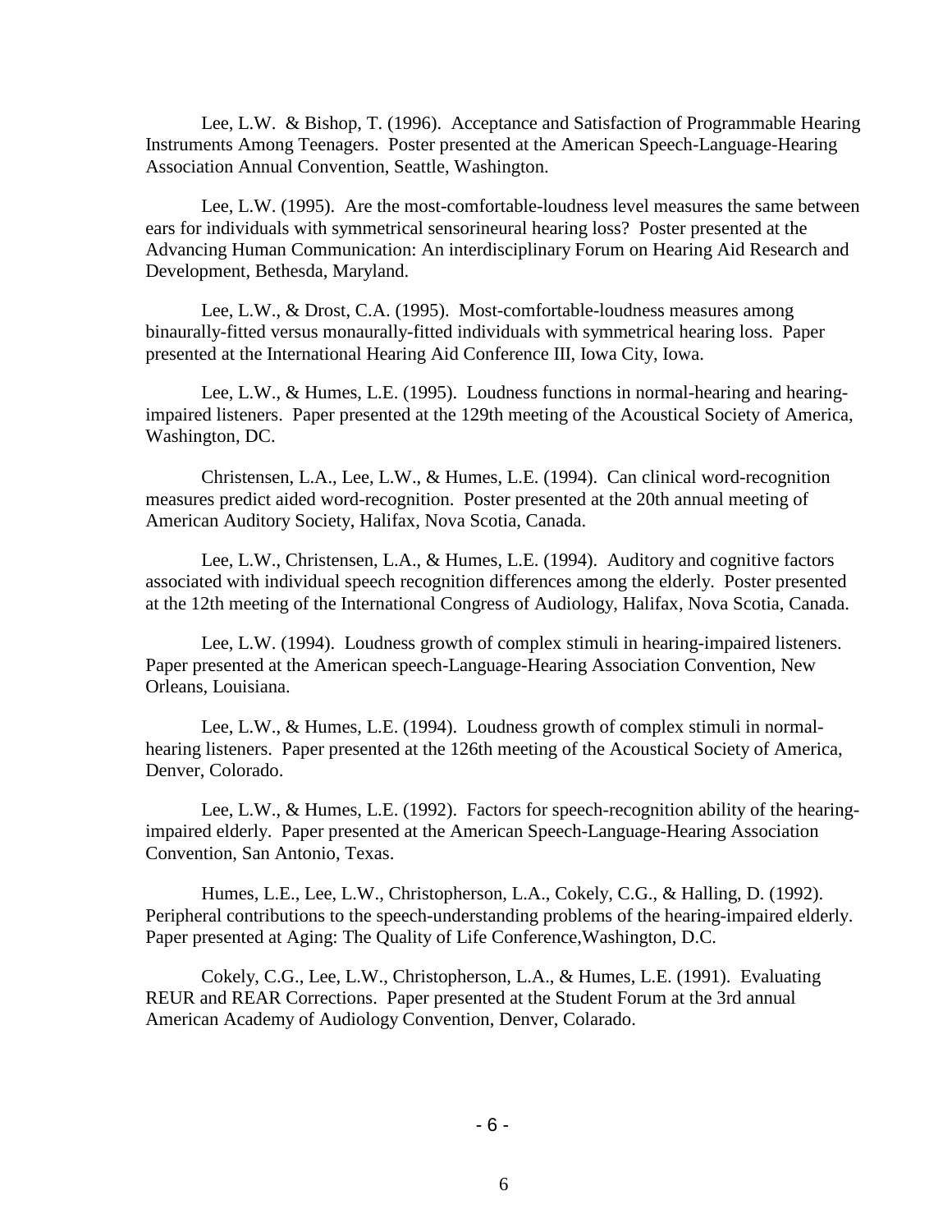Lee, L.W. & Bishop, T. (1996). Acceptance and Satisfaction of Programmable Hearing Instruments Among Teenagers. Poster presented at the American Speech-Language-Hearing Association Annual Convention, Seattle, Washington.

Lee, L.W. (1995). Are the most-comfortable-loudness level measures the same between ears for individuals with symmetrical sensorineural hearing loss? Poster presented at the Advancing Human Communication: An interdisciplinary Forum on Hearing Aid Research and Development, Bethesda, Maryland.

Lee, L.W., & Drost, C.A. (1995). Most-comfortable-loudness measures among binaurally-fitted versus monaurally-fitted individuals with symmetrical hearing loss. Paper presented at the International Hearing Aid Conference III, Iowa City, Iowa.

Lee, L.W., & Humes, L.E. (1995). Loudness functions in normal-hearing and hearing-impaired listeners. Paper presented at the 129th meeting of the Acoustical Society of America, Washington, DC.

Christensen, L.A., Lee, L.W., & Humes, L.E. (1994). Can clinical word-recognition measures predict aided word-recognition. Poster presented at the 20th annual meeting of American Auditory Society, Halifax, Nova Scotia, Canada.

Lee, L.W., Christensen, L.A., & Humes, L.E. (1994). Auditory and cognitive factors associated with individual speech recognition differences among the elderly. Poster presented at the 12th meeting of the International Congress of Audiology, Halifax, Nova Scotia, Canada.

Lee, L.W. (1994). Loudness growth of complex stimuli in hearing-impaired listeners. Paper presented at the American speech-Language-Hearing Association Convention, New Orleans, Louisiana.

Lee, L.W., & Humes, L.E. (1994). Loudness growth of complex stimuli in normal-hearing listeners. Paper presented at the 126th meeting of the Acoustical Society of America, Denver, Colorado.

Lee, L.W., & Humes, L.E. (1992). Factors for speech-recognition ability of the hearing-impaired elderly. Paper presented at the American Speech-Language-Hearing Association Convention, San Antonio, Texas.

Humes, L.E., Lee, L.W., Christopherson, L.A., Cokely, C.G., & Halling, D. (1992). Peripheral contributions to the speech-understanding problems of the hearing-impaired elderly. Paper presented at Aging: The Quality of Life Conference,Washington, D.C.

Cokely, C.G., Lee, L.W., Christopherson, L.A., & Humes, L.E. (1991). Evaluating REUR and REAR Corrections. Paper presented at the Student Forum at the 3rd annual American Academy of Audiology Convention, Denver, Colarado.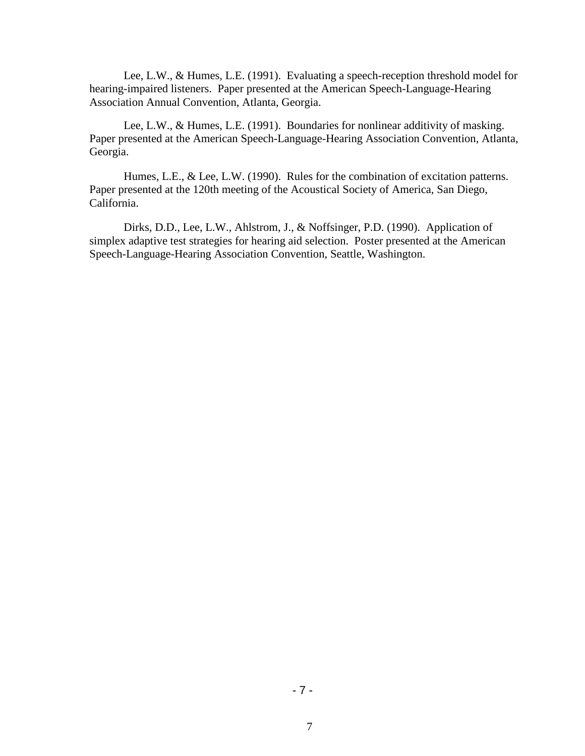Lee, L.W., & Humes, L.E. (1991). Evaluating a speech-reception threshold model for hearing-impaired listeners. Paper presented at the American Speech-Language-Hearing Association Annual Convention, Atlanta, Georgia.

Lee, L.W., & Humes, L.E. (1991). Boundaries for nonlinear additivity of masking. Paper presented at the American Speech-Language-Hearing Association Convention, Atlanta, Georgia.

Humes, L.E., & Lee, L.W. (1990). Rules for the combination of excitation patterns. Paper presented at the 120th meeting of the Acoustical Society of America, San Diego, California.

Dirks, D.D., Lee, L.W., Ahlstrom, J., & Noffsinger, P.D. (1990). Application of simplex adaptive test strategies for hearing aid selection. Poster presented at the American Speech-Language-Hearing Association Convention, Seattle, Washington.